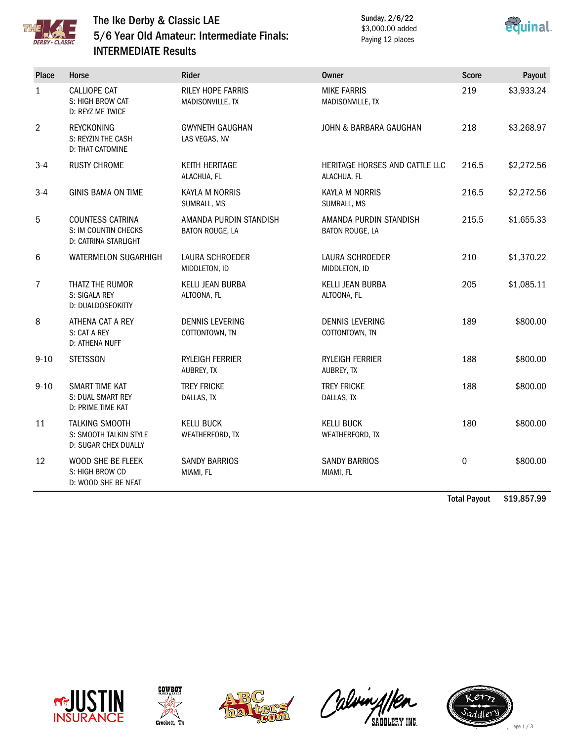# The Ike Derby & Classic LAE
## 5/6 Year Old Amateur: Intermediate Finals: INTERMEDIATE Results

Sunday, 2/6/22
$3,000.00 added
Paying 12 places

| Place | Horse | Rider | Owner | Score | Payout |
|---|---|---|---|---|---|
| 1 | CALLIOPE CAT<br>S: HIGH BROW CAT<br>D: REYZ ME TWICE | RILEY HOPE FARRIS<br>MADISONVILLE, TX | MIKE FARRIS<br>MADISONVILLE, TX | 219 | $3,933.24 |
| 2 | REYCKONING<br>S: REYZIN THE CASH<br>D: THAT CATOMINE | GWYNETH GAUGHAN<br>LAS VEGAS, NV | JOHN & BARBARA GAUGHAN | 218 | $3,268.97 |
| 3-4 | RUSTY CHROME | KEITH HERITAGE<br>ALACHUA, FL | HERITAGE HORSES AND CATTLE LLC<br>ALACHUA, FL | 216.5 | $2,272.56 |
| 3-4 | GINIS BAMA ON TIME | KAYLA M NORRIS<br>SUMRALL, MS | KAYLA M NORRIS<br>SUMRALL, MS | 216.5 | $2,272.56 |
| 5 | COUNTESS CATRINA<br>S: IM COUNTIN CHECKS<br>D: CATRINA STARLIGHT | AMANDA PURDIN STANDISH<br>BATON ROUGE, LA | AMANDA PURDIN STANDISH<br>BATON ROUGE, LA | 215.5 | $1,655.33 |
| 6 | WATERMELON SUGARHIGH | LAURA SCHROEDER<br>MIDDLETON, ID | LAURA SCHROEDER<br>MIDDLETON, ID | 210 | $1,370.22 |
| 7 | THATZ THE RUMOR<br>S: SIGALA REY<br>D: DUALDOSEOKITTY | KELLI JEAN BURBA<br>ALTOONA, FL | KELLI JEAN BURBA<br>ALTOONA, FL | 205 | $1,085.11 |
| 8 | ATHENA CAT A REY<br>S: CAT A REY<br>D: ATHENA NUFF | DENNIS LEVERING<br>COTTONTOWN, TN | DENNIS LEVERING<br>COTTONTOWN, TN | 189 | $800.00 |
| 9-10 | STETSSON | RYLEIGH FERRIER<br>AUBREY, TX | RYLEIGH FERRIER<br>AUBREY, TX | 188 | $800.00 |
| 9-10 | SMART TIME KAT<br>S: DUAL SMART REY<br>D: PRIME TIME KAT | TREY FRICKE<br>DALLAS, TX | TREY FRICKE<br>DALLAS, TX | 188 | $800.00 |
| 11 | TALKING SMOOTH<br>S: SMOOTH TALKIN STYLE<br>D: SUGAR CHEX DUALLY | KELLI BUCK<br>WEATHERFORD, TX | KELLI BUCK<br>WEATHERFORD, TX | 180 | $800.00 |
| 12 | WOOD SHE BE FLEEK<br>S: HIGH BROW CD<br>D: WOOD SHE BE NEAT | SANDY BARRIOS<br>MIAMI, FL | SANDY BARRIOS<br>MIAMI, FL | 0 | $800.00 |
| | | | | **Total Payout** | **$19,857.99** |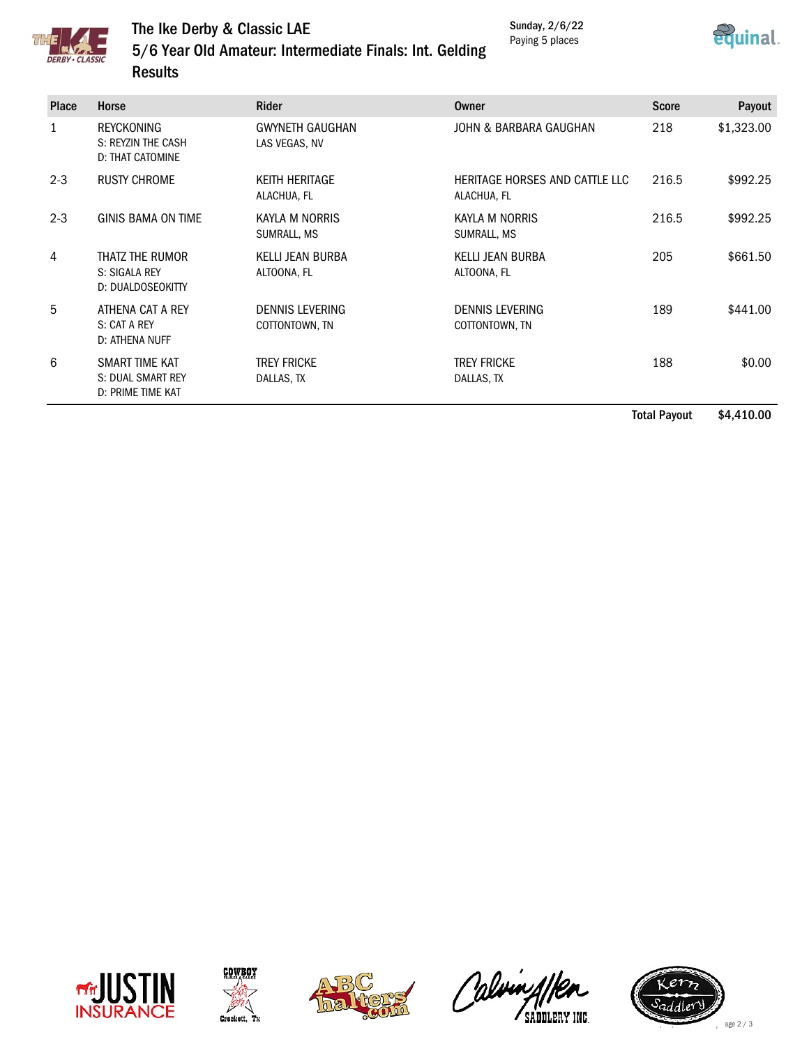# The Ike Derby & Classic LAE

## 5/6 Year Old Amateur: Intermediate Finals: Int. Gelding

## Results

Sunday, 2/6/22
Paying 5 places

| Place | Horse | Rider | Owner | Score | Payout |
|---|---|---|---|---|---|
| 1 | REYCKONING<br>S: REYZIN THE CASH<br>D: THAT CATOMINE | GWYNETH GAUGHAN<br>LAS VEGAS, NV | JOHN & BARBARA GAUGHAN | 218 | $1,323.00 |
| 2-3 | RUSTY CHROME | KEITH HERITAGE<br>ALACHUA, FL | HERITAGE HORSES AND CATTLE LLC<br>ALACHUA, FL | 216.5 | $992.25 |
| 2-3 | GINIS BAMA ON TIME | KAYLA M NORRIS<br>SUMRALL, MS | KAYLA M NORRIS<br>SUMRALL, MS | 216.5 | $992.25 |
| 4 | THATZ THE RUMOR<br>S: SIGALA REY<br>D: DUALDOSEOKITTY | KELLI JEAN BURBA<br>ALTOONA, FL | KELLI JEAN BURBA<br>ALTOONA, FL | 205 | $661.50 |
| 5 | ATHENA CAT A REY<br>S: CAT A REY<br>D: ATHENA NUFF | DENNIS LEVERING<br>COTTONTOWN, TN | DENNIS LEVERING<br>COTTONTOWN, TN | 189 | $441.00 |
| 6 | SMART TIME KAT<br>S: DUAL SMART REY<br>D: PRIME TIME KAT | TREY FRICKE<br>DALLAS, TX | TREY FRICKE<br>DALLAS, TX | 188 | $0.00 |
| | | | | **Total Payout** | **$4,410.00** |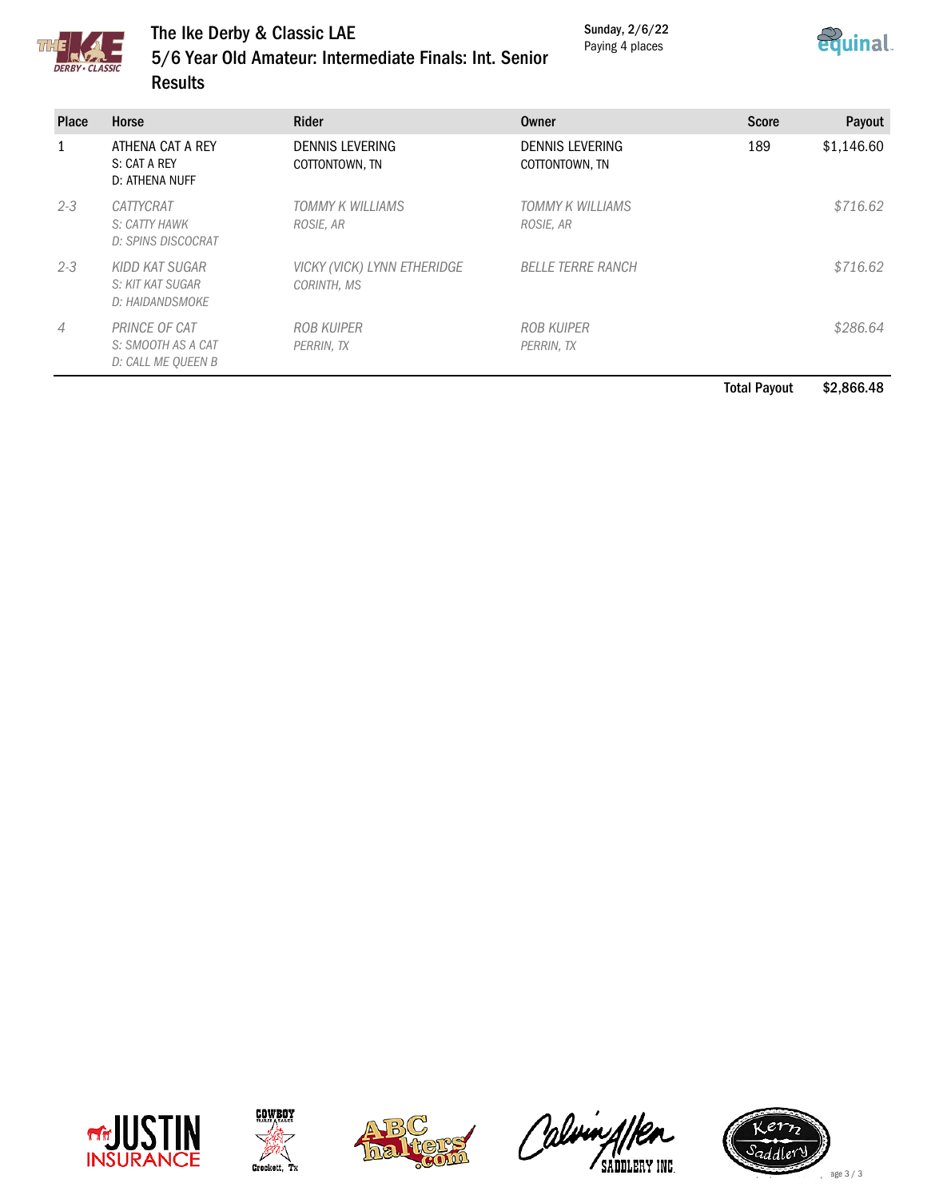# The Ike Derby & Classic LAE

## 5/6 Year Old Amateur: Intermediate Finals: Int. Senior Results

Sunday, 2/6/22
Paying 4 places

| Place | Horse | Rider | Owner | Score | Payout |
|---|---|---|---|---|---|
| 1 | ATHENA CAT A REY<br>S: CAT A REY<br>D: ATHENA NUFF | DENNIS LEVERING<br>COTTONTOWN, TN | DENNIS LEVERING<br>COTTONTOWN, TN | 189 | $1,146.60 |
| *2-3* | *CATTYCRAT*<br>*S: CATTY HAWK*<br>*D: SPINS DISCOCRAT* | *TOMMY K WILLIAMS*<br>*ROSIE, AR* | *TOMMY K WILLIAMS*<br>*ROSIE, AR* | | *$716.62* |
| *2-3* | *KIDD KAT SUGAR*<br>*S: KIT KAT SUGAR*<br>*D: HAIDANDSMOKE* | *VICKY (VICK) LYNN ETHERIDGE*<br>*CORINTH, MS* | *BELLE TERRE RANCH* | | *$716.62* |
| *4* | *PRINCE OF CAT*<br>*S: SMOOTH AS A CAT*<br>*D: CALL ME QUEEN B* | *ROB KUIPER*<br>*PERRIN, TX* | *ROB KUIPER*<br>*PERRIN, TX* | | *$286.64* |

**Total Payout** **$2,866.48**